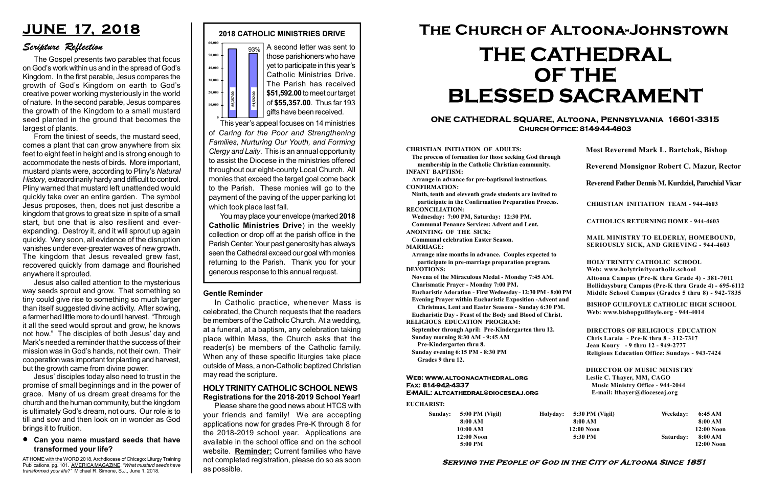# JUNE 17, 2018

## Scripture Reflection

The Gospel presents two parables that focus on God's work within us and in the spread of God's Kingdom. In the first parable, Jesus compares the growth of God's Kingdom on earth to God's creative power working mysteriously in the world of nature. In the second parable, Jesus compares the growth of the Kingdom to a small mustard seed planted in the ground that becomes the largest of plants.

From the tiniest of seeds, the mustard seed, comes a plant that can grow anywhere from six feet to eight feet in height and is strong enough to accommodate the nests of birds. More important, mustard plants were, according to Pliny's *Natural History*, extraordinarily hardy and difficult to control. Pliny warned that mustard left unattended would quickly take over an entire garden. The symbol Jesus proposes, then, does not just describe a kingdom that grows to great size in spite of a small start, but one that is also resilient and ever-expanding. Destroy it, and it will sprout up again quickly. Very soon, all evidence of the disruption vanishes under ever-greater waves of new growth. The kingdom that Jesus revealed grew fast, recovered quickly from damage and flourished anywhere it sprouted.

Jesus also called attention to the mysterious way seeds sprout and grow. That something so tiny could give rise to something so much larger than itself suggested divine activity. After sowing, a farmer had little more to do until harvest. "Through it all the seed would sprout and grow, he knows not how." The disciples of both Jesus' day and Mark's needed a reminder that the success of their mission was in God's hands, not their own. Their cooperation was important for planting and harvest, but the growth came from divine power.

Jesus' disciples today also need to trust in the promise of small beginnings and in the power of grace. Many of us dream great dreams for the church and the human community, but the kingdom is ultimately God's dream, not ours. Our role is to till and sow and then look on in wonder as God brings it to fruition.

- **Can you name mustard seeds that have transformed your life?**

AT HOME with the WORD 2018, Archdiocese of Chicago: Liturgy Training Publications, pg. 101. AMERICA MAGAZINE, *"What mustard seeds have transformed your life?"* Michael R. Simone, S.J., June 1, 2018.

## 2018 CATHOLIC MINISTRIES DRIVE

(Chart: target $55357.00; received $51592.00; 93%)

A second letter was sent to those parishioners who have yet to participate in this year's Catholic Ministries Drive. The Parish has received **$51,592.00** to meet our target of **$55,357.00**. Thus far 193 gifts have been received.

This year's appeal focuses on 14 ministries of *Caring for the Poor and Strengthening Families, Nurturing Our Youth, and Forming Clergy and Laity*. This is an annual opportunity to assist the Diocese in the ministries offered throughout our eight-county Local Church. All monies that exceed the target goal come back to the Parish. These monies will go to the payment of the paving of the upper parking lot which took place last fall.

You may place your envelope (marked **2018 Catholic Ministries Drive**) in the weekly collection or drop off at the parish office in the Parish Center. Your past generosity has always seen the Cathedral exceed our goal with monies returning to the Parish. Thank you for your generous response to this annual request.

### Gentle Reminder

In Catholic practice, whenever Mass is celebrated, the Church requests that the readers be members of the Catholic Church. At a wedding, at a funeral, at a baptism, any celebration taking place within Mass, the Church asks that the reader(s) be members of the Catholic family. When any of these specific liturgies take place outside of Mass, a non-Catholic baptized Christian may read the scripture.

### HOLY TRINITY CATHOLIC SCHOOL NEWS
**Registrations for the 2018-2019 School Year!**

Please share the good news about HTCS with your friends and family! We are accepting applications now for grades Pre-K through 8 for the 2018-2019 school year. Applications are available in the school office and on the school website. **Reminder:** Current families who have not completed registration, please do so as soon as possible.

# The Church of Altoona-Johnstown
# THE CATHEDRAL OF THE BLESSED SACRAMENT

**ONE CATHEDRAL SQUARE, Altoona, Pennsylvania 16601-3315**
**Church Office: 814-944-4603**

**CHRISTIAN INITIATION OF ADULTS:**
The process of formation for those seeking God through membership in the Catholic Christian community.

**INFANT BAPTISM:**
Arrange in advance for pre-baptismal instructions.

**CONFIRMATION:**
Ninth, tenth and eleventh grade students are invited to participate in the Confirmation Preparation Process.

**RECONCILIATION:**
Wednesday: 7:00 PM, Saturday: 12:30 PM.
Communal Penance Services: Advent and Lent.

**ANOINTING OF THE SICK:**
Communal celebration Easter Season.

**MARRIAGE:**
Arrange nine months in advance. Couples expected to participate in pre-marriage preparation program.

**DEVOTIONS:**
Novena of the Miraculous Medal - Monday 7:45 AM.
Charismatic Prayer - Monday 7:00 PM.
Eucharistic Adoration - First Wednesday - 12:30 PM - 8:00 PM
Evening Prayer within Eucharistic Exposition -Advent and Christmas, Lent and Easter Seasons - Sunday 6:30 PM.
Eucharistic Day - Feast of the Body and Blood of Christ.

**RELIGIOUS EDUCATION PROGRAM:**
September through April: Pre-Kindergarten thru 12.
Sunday morning 8:30 AM - 9:45 AM
Pre-Kindergarten thru 8.
Sunday evening 6:15 PM - 8:30 PM
Grades 9 thru 12.

**Most Reverend Mark L. Bartchak, Bishop**

**Reverend Monsignor Robert C. Mazur, Rector**

**Reverend Father Dennis M. Kurdziel, Parochial Vicar**

**CHRISTIAN INITIATION TEAM - 944-4603**

**CATHOLICS RETURNING HOME - 944-4603**

**MAIL MINISTRY TO ELDERLY, HOMEBOUND, SERIOUSLY SICK, AND GRIEVING - 944-4603**

**HOLY TRINITY CATHOLIC SCHOOL**
Web: www.holytrinitycatholic.school
Altoona Campus (Pre-K thru Grade 4) - 381-7011
Hollidaysburg Campus (Pre-K thru Grade 4) - 695-6112
Middle School Campus (Grades 5 thru 8) - 942-7835

**BISHOP GUILFOYLE CATHOLIC HIGH SCHOOL**
Web: www.bishopguilfoyle.org - 944-4014

**DIRECTORS OF RELIGIOUS EDUCATION**
Chris Laraia - Pre-K thru 8 - 312-7317
Jean Koury - 9 thru 12 - 949-2777
Religious Education Office: Sundays - 943-7424

**DIRECTOR OF MUSIC MINISTRY**
Leslie C. Thayer, MM, CAGO
Music Ministry Office - 944-2044
E-mail: lthayer@dioceseaj.org

**Web: www.altoonacathedral.org**
**Fax: 814-942-4337**
**E-MAIL: altcathedral@dioceseaj.org**

**EUCHARIST:**

| Sunday: | | Holyday: | | Weekday: | |
|---|---|---|---|---|---|
| | 5:00 PM (Vigil) | | 5:30 PM (Vigil) | | 6:45 AM |
| | 8:00 AM | | 8:00 AM | | 8:00 AM |
| | 10:00 AM | | 12:00 Noon | | 12:00 Noon |
| | 12:00 Noon | | 5:30 PM | Saturday: | 8:00 AM |
| | 5:00 PM | | | | 12:00 Noon |

**Serving the People of God in the City of Altoona Since 1851**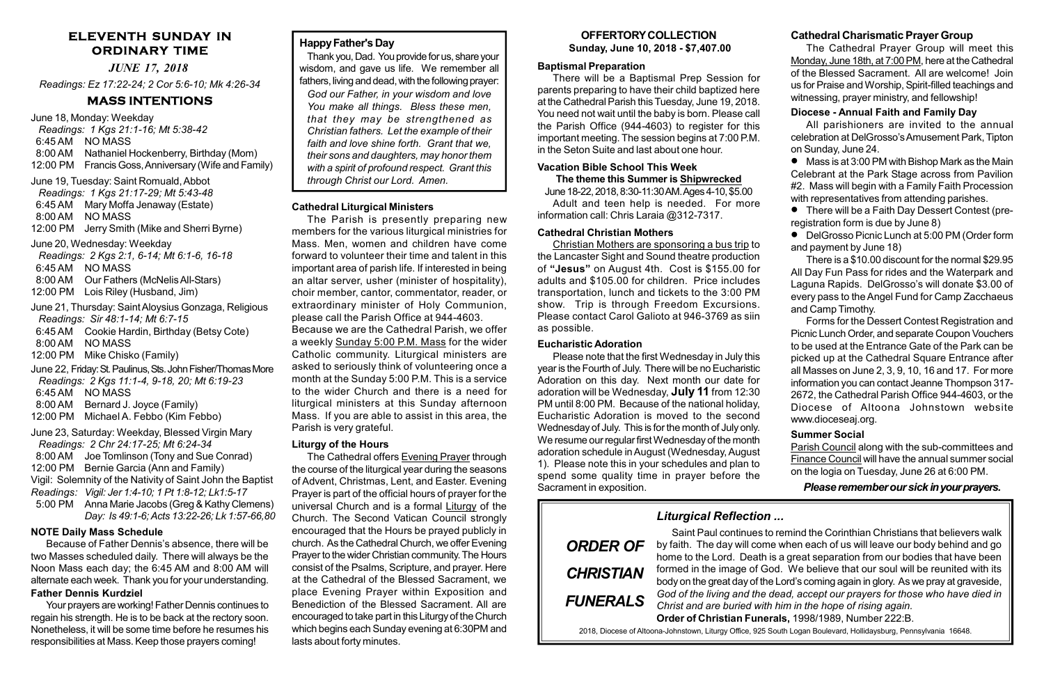# ELEVENTH SUNDAY IN ORDINARY TIME

*JUNE 17, 2018*

*Readings: Ez 17:22-24; 2 Cor 5:6-10; Mk 4:26-34*

## MASS INTENTIONS

June 18, Monday: Weekday
*Readings: 1 Kgs 21:1-16; Mt 5:38-42*
6:45 AM NO MASS
8:00 AM Nathaniel Hockenberry, Birthday (Mom)
12:00 PM Francis Goss, Anniversary (Wife and Family)

June 19, Tuesday: Saint Romuald, Abbot
*Readings: 1 Kgs 21:17-29; Mt 5:43-48*
6:45 AM Mary Moffa Jenaway (Estate)
8:00 AM NO MASS
12:00 PM Jerry Smith (Mike and Sherri Byrne)

June 20, Wednesday: Weekday
*Readings: 2 Kgs 2:1, 6-14; Mt 6:1-6, 16-18*
6:45 AM NO MASS
8:00 AM Our Fathers (McNelis All-Stars)
12:00 PM Lois Riley (Husband, Jim)

June 21, Thursday: Saint Aloysius Gonzaga, Religious
*Readings: Sir 48:1-14; Mt 6:7-15*
6:45 AM Cookie Hardin, Birthday (Betsy Cote)
8:00 AM NO MASS
12:00 PM Mike Chisko (Family)

June 22, Friday: St. Paulinus, Sts. John Fisher/Thomas More
*Readings: 2 Kgs 11:1-4, 9-18, 20; Mt 6:19-23*
6:45 AM NO MASS
8:00 AM Bernard J. Joyce (Family)
12:00 PM Michael A. Febbo (Kim Febbo)

June 23, Saturday: Weekday, Blessed Virgin Mary
*Readings: 2 Chr 24:17-25; Mt 6:24-34*
8:00 AM Joe Tomlinson (Tony and Sue Conrad)
12:00 PM Bernie Garcia (Ann and Family)
Vigil: Solemnity of the Nativity of Saint John the Baptist
*Readings: Vigil: Jer 1:4-10; 1 Pt 1:8-12; Lk1:5-17*
5:00 PM Anna Marie Jacobs (Greg & Kathy Clemens)
*Day: Is 49:1-6; Acts 13:22-26; Lk 1:57-66,80*

### NOTE Daily Mass Schedule

Because of Father Dennis's absence, there will be two Masses scheduled daily. There will always be the Noon Mass each day; the 6:45 AM and 8:00 AM will alternate each week. Thank you for your understanding.

### Father Dennis Kurdziel

Your prayers are working! Father Dennis continues to regain his strength. He is to be back at the rectory soon. Nonetheless, it will be some time before he resumes his responsibilities at Mass. Keep those prayers coming!

### Happy Father's Day

Thank you, Dad. You provide for us, share your wisdom, and gave us life. We remember all fathers, living and dead, with the following prayer:

*God our Father, in your wisdom and love You make all things. Bless these men, that they may be strengthened as Christian fathers. Let the example of their faith and love shine forth. Grant that we, their sons and daughters, may honor them with a spirit of profound respect. Grant this through Christ our Lord. Amen.*

### Cathedral Liturgical Ministers

The Parish is presently preparing new members for the various liturgical ministries for Mass. Men, women and children have come forward to volunteer their time and talent in this important area of parish life. If interested in being an altar server, usher (minister of hospitality), choir member, cantor, commentator, reader, or extraordinary minister of Holy Communion, please call the Parish Office at 944-4603.

Because we are the Cathedral Parish, we offer a weekly Sunday 5:00 P.M. Mass for the wider Catholic community. Liturgical ministers are asked to seriously think of volunteering once a month at the Sunday 5:00 P.M. This is a service to the wider Church and there is a need for liturgical ministers at this Sunday afternoon Mass. If you are able to assist in this area, the Parish is very grateful.

### Liturgy of the Hours

The Cathedral offers Evening Prayer through the course of the liturgical year during the seasons of Advent, Christmas, Lent, and Easter. Evening Prayer is part of the official hours of prayer for the universal Church and is a formal Liturgy of the Church. The Second Vatican Council strongly encouraged that the Hours be prayed publicly in church. As the Cathedral Church, we offer Evening Prayer to the wider Christian community. The Hours consist of the Psalms, Scripture, and prayer. Here at the Cathedral of the Blessed Sacrament, we place Evening Prayer within Exposition and Benediction of the Blessed Sacrament. All are encouraged to take part in this Liturgy of the Church which begins each Sunday evening at 6:30PM and lasts about forty minutes.

### OFFERTORY COLLECTION
**Sunday, June 10, 2018 - $7,407.00**

### Baptismal Preparation

There will be a Baptismal Prep Session for parents preparing to have their child baptized here at the Cathedral Parish this Tuesday, June 19, 2018. You need not wait until the baby is born. Please call the Parish Office (944-4603) to register for this important meeting. The session begins at 7:00 P.M. in the Seton Suite and last about one hour.

### Vacation Bible School This Week

**The theme this Summer is Shipwrecked**

June 18-22, 2018, 8:30-11:30 AM. Ages 4-10, $5.00

Adult and teen help is needed. For more information call: Chris Laraia @312-7317.

### Cathedral Christian Mothers

Christian Mothers are sponsoring a bus trip to the Lancaster Sight and Sound theatre production of **"Jesus"** on August 4th. Cost is $155.00 for adults and $105.00 for children. Price includes transportation, lunch and tickets to the 3:00 PM show. Trip is through Freedom Excursions. Please contact Carol Galioto at 946-3769 as siin as possible.

### Eucharistic Adoration

Please note that the first Wednesday in July this year is the Fourth of July. There will be no Eucharistic Adoration on this day. Next month our date for adoration will be Wednesday, **July 11** from 12:30 PM until 8:00 PM. Because of the national holiday, Eucharistic Adoration is moved to the second Wednesday of July. This is for the month of July only. We resume our regular first Wednesday of the month adoration schedule in August (Wednesday, August 1). Please note this in your schedules and plan to spend some quality time in prayer before the Sacrament in exposition.

### Cathedral Charismatic Prayer Group

The Cathedral Prayer Group will meet this Monday, June 18th, at 7:00 PM, here at the Cathedral of the Blessed Sacrament. All are welcome! Join us for Praise and Worship, Spirit-filled teachings and witnessing, prayer ministry, and fellowship!

### Diocese - Annual Faith and Family Day

All parishioners are invited to the annual celebration at DelGrosso's Amusement Park, Tipton on Sunday, June 24.

- Mass is at 3:00 PM with Bishop Mark as the Main Celebrant at the Park Stage across from Pavilion #2. Mass will begin with a Family Faith Procession with representatives from attending parishes.
- There will be a Faith Day Dessert Contest (pre-registration form is due by June 8)
- DelGrosso Picnic Lunch at 5:00 PM (Order form and payment by June 18)

There is a $10.00 discount for the normal $29.95 All Day Fun Pass for rides and the Waterpark and Laguna Rapids. DelGrosso's will donate $3.00 of every pass to the Angel Fund for Camp Zacchaeus and Camp Timothy.

Forms for the Dessert Contest Registration and Picnic Lunch Order, and separate Coupon Vouchers to be used at the Entrance Gate of the Park can be picked up at the Cathedral Square Entrance after all Masses on June 2, 3, 9, 10, 16 and 17. For more information you can contact Jeanne Thompson 317-2672, the Cathedral Parish Office 944-4603, or the Diocese of Altoona Johnstown website www.dioceseaj.org.

### Summer Social

Parish Council along with the sub-committees and Finance Council will have the annual summer social on the logia on Tuesday, June 26 at 6:00 PM.

***Please remember our sick in your prayers.***

### *Liturgical Reflection ...*

***ORDER OF CHRISTIAN FUNERALS***

Saint Paul continues to remind the Corinthian Christians that believers walk by faith. The day will come when each of us will leave our body behind and go home to the Lord. Death is a great separation from our bodies that have been formed in the image of God. We believe that our soul will be reunited with its body on the great day of the Lord's coming again in glory. As we pray at graveside, *God of the living and the dead, accept our prayers for those who have died in Christ and are buried with him in the hope of rising again.*

**Order of Christian Funerals,** 1998/1989, Number 222:B.

2018, Diocese of Altoona-Johnstown, Liturgy Office, 925 South Logan Boulevard, Hollidaysburg, Pennsylvania 16648.